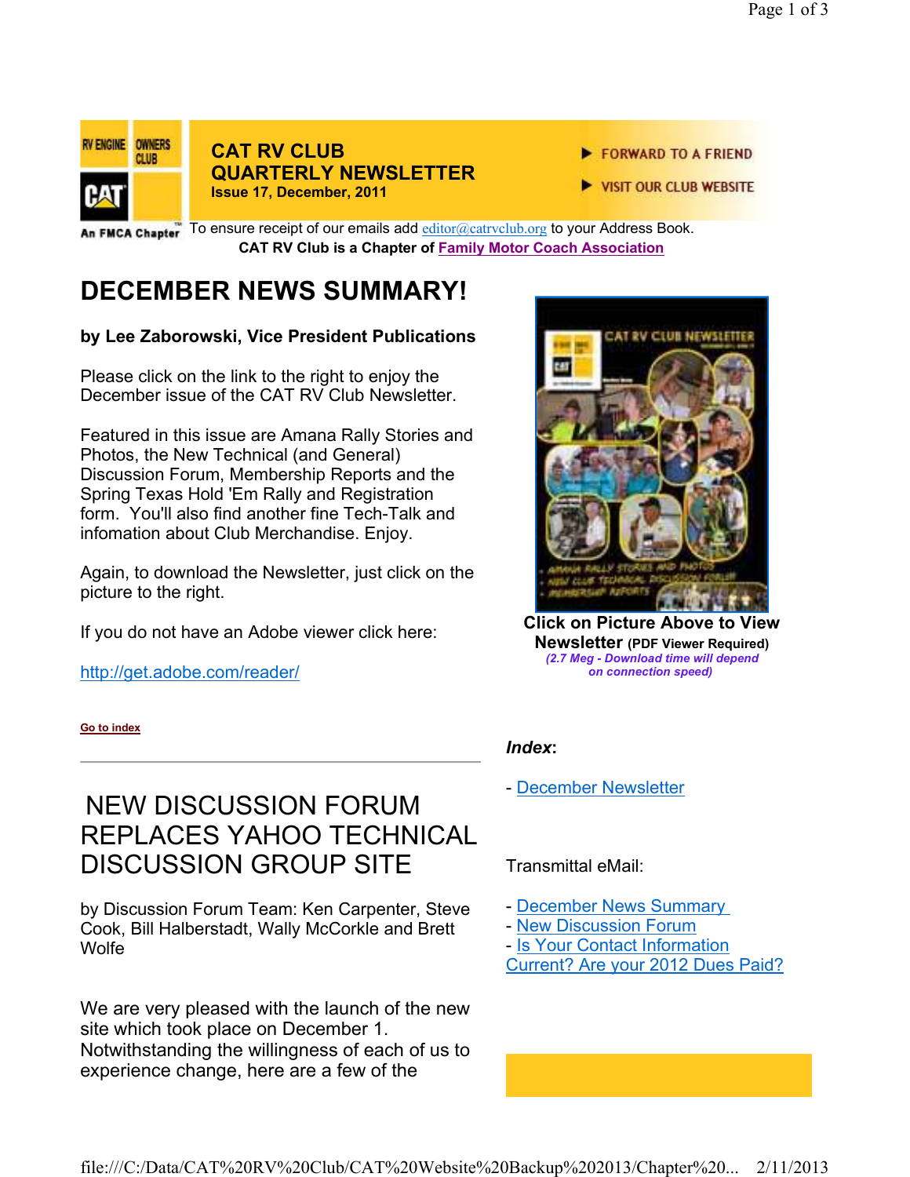# CAT RV CLUB QUARTERLY NEWSLETTER

**Issue 17, December, 2011**

FORWARD TO A FRIEND

VISIT OUR CLUB WEBSITE

To ensure receipt of our emails add editor@catrvclub.org to your Address Book.

**CAT RV Club is a Chapter of Family Motor Coach Association**

## DECEMBER NEWS SUMMARY!

**by Lee Zaborowski, Vice President Publications**

Please click on the link to the right to enjoy the December issue of the CAT RV Club Newsletter.

Featured in this issue are Amana Rally Stories and Photos, the New Technical (and General) Discussion Forum, Membership Reports and the Spring Texas Hold 'Em Rally and Registration form. You'll also find another fine Tech-Talk and infomation about Club Merchandise. Enjoy.

Again, to download the Newsletter, just click on the picture to the right.

If you do not have an Adobe viewer click here:

http://get.adobe.com/reader/

**Click on Picture Above to View Newsletter** **(PDF Viewer Required)**
*(2.7 Meg - Download time will depend on connection speed)*

Go to index

***Index*****:**

- December Newsletter

Transmittal eMail:

- December News Summary
- New Discussion Forum
- Is Your Contact Information Current? Are your 2012 Dues Paid?

## NEW DISCUSSION FORUM REPLACES YAHOO TECHNICAL DISCUSSION GROUP SITE

by Discussion Forum Team: Ken Carpenter, Steve Cook, Bill Halberstadt, Wally McCorkle and Brett Wolfe

We are very pleased with the launch of the new site which took place on December 1. Notwithstanding the willingness of each of us to experience change, here are a few of the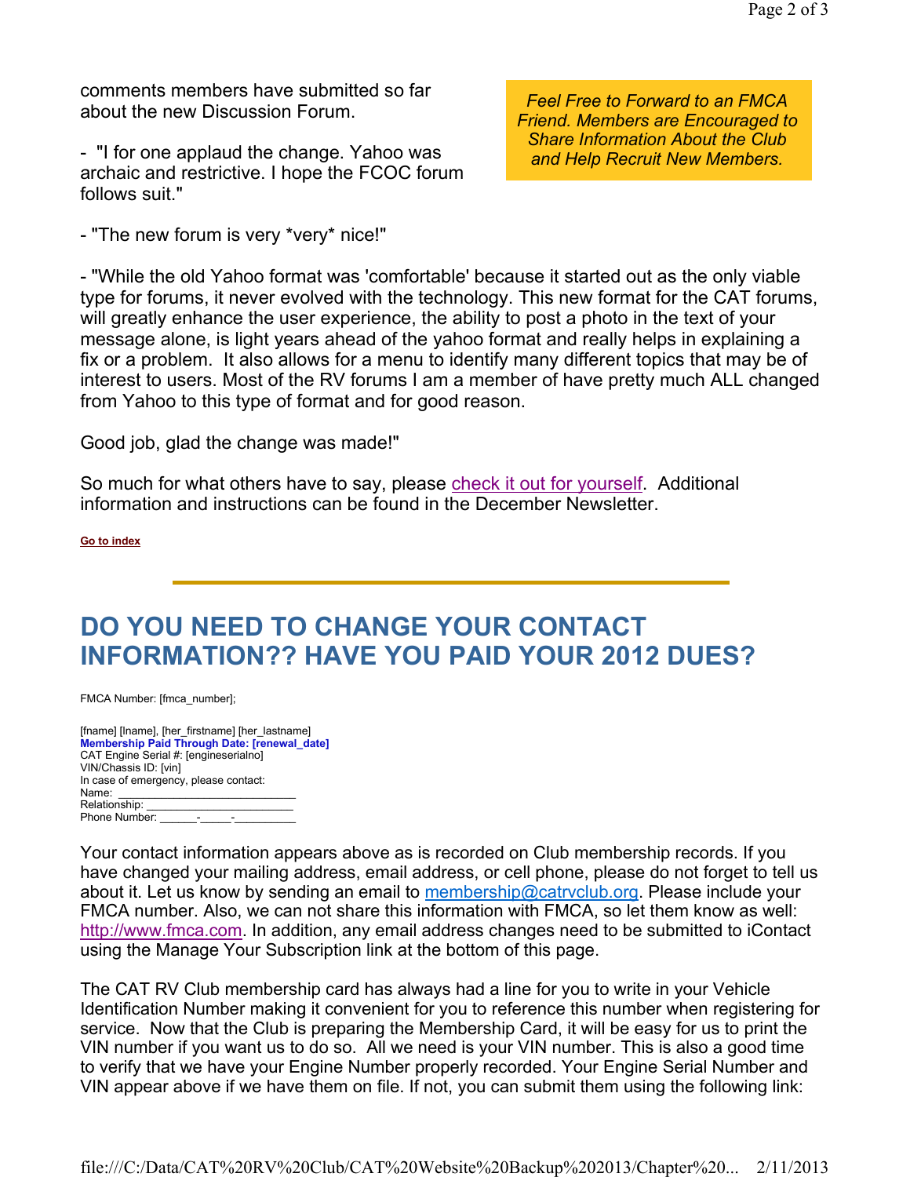comments members have submitted so far about the new Discussion Forum.

*Feel Free to Forward to an FMCA Friend. Members are Encouraged to Share Information About the Club and Help Recruit New Members.*

- "I for one applaud the change. Yahoo was archaic and restrictive. I hope the FCOC forum follows suit."

- "The new forum is very *very* nice!"

- "While the old Yahoo format was 'comfortable' because it started out as the only viable type for forums, it never evolved with the technology. This new format for the CAT forums, will greatly enhance the user experience, the ability to post a photo in the text of your message alone, is light years ahead of the yahoo format and really helps in explaining a fix or a problem. It also allows for a menu to identify many different topics that may be of interest to users. Most of the RV forums I am a member of have pretty much ALL changed from Yahoo to this type of format and for good reason.

Good job, glad the change was made!"

So much for what others have to say, please check it out for yourself. Additional information and instructions can be found in the December Newsletter.

**Go to index**

---

# DO YOU NEED TO CHANGE YOUR CONTACT INFORMATION?? HAVE YOU PAID YOUR 2012 DUES?

FMCA Number: [fmca_number];

[fname] [lname], [her_firstname] [her_lastname]
**Membership Paid Through Date: [renewal_date]**
CAT Engine Serial #: [engineserialno]
VIN/Chassis ID: [vin]
In case of emergency, please contact:
Name: ___________________________
Relationship: ______________________
Phone Number: ______-_____-__________

Your contact information appears above as is recorded on Club membership records. If you have changed your mailing address, email address, or cell phone, please do not forget to tell us about it. Let us know by sending an email to membership@catrvclub.org. Please include your FMCA number. Also, we can not share this information with FMCA, so let them know as well: http://www.fmca.com. In addition, any email address changes need to be submitted to iContact using the Manage Your Subscription link at the bottom of this page.

The CAT RV Club membership card has always had a line for you to write in your Vehicle Identification Number making it convenient for you to reference this number when registering for service. Now that the Club is preparing the Membership Card, it will be easy for us to print the VIN number if you want us to do so. All we need is your VIN number. This is also a good time to verify that we have your Engine Number properly recorded. Your Engine Serial Number and VIN appear above if we have them on file. If not, you can submit them using the following link: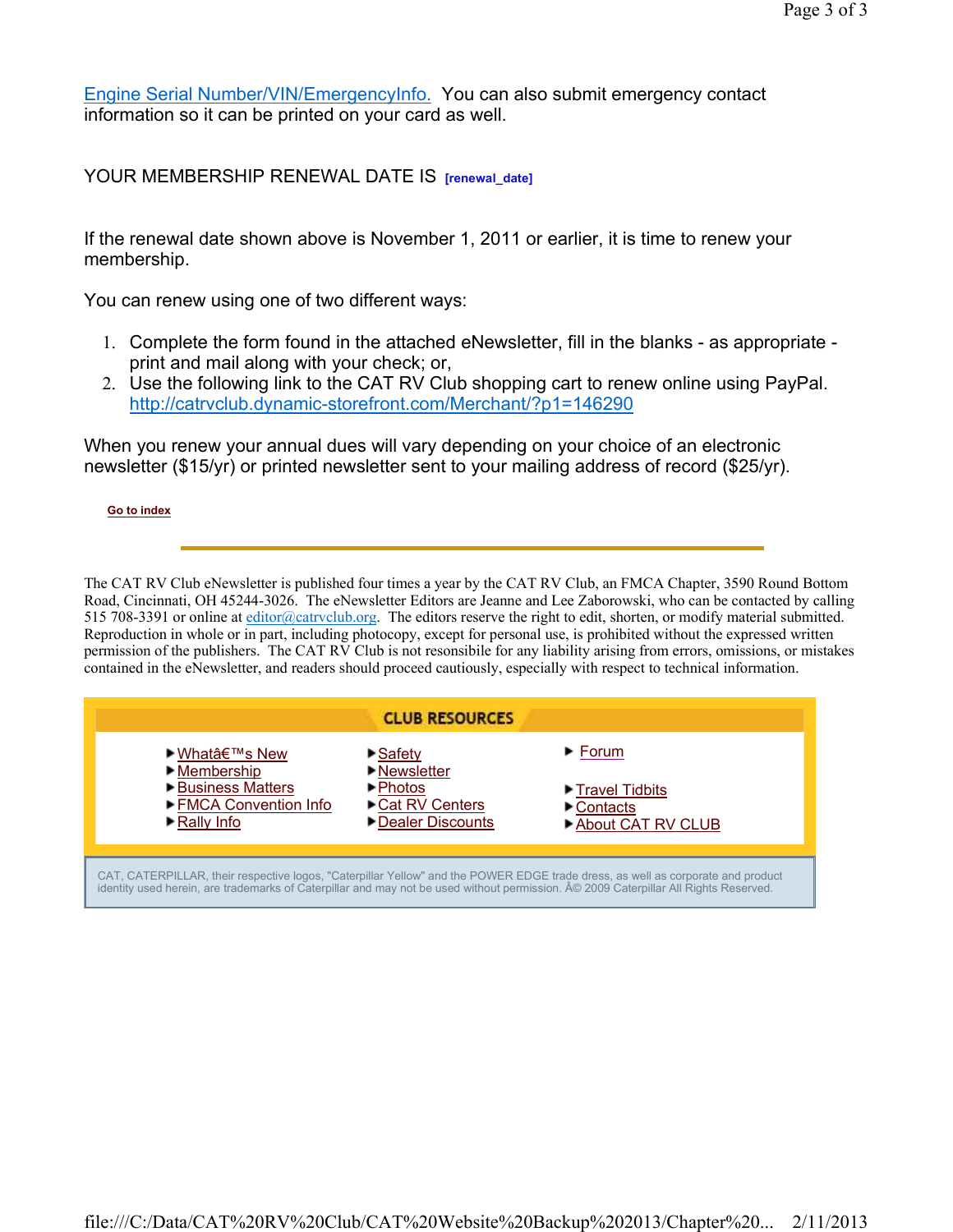Engine Serial Number/VIN/EmergencyInfo. You can also submit emergency contact information so it can be printed on your card as well.

YOUR MEMBERSHIP RENEWAL DATE IS **[renewal_date]**

If the renewal date shown above is November 1, 2011 or earlier, it is time to renew your membership.

You can renew using one of two different ways:

1. Complete the form found in the attached eNewsletter, fill in the blanks - as appropriate - print and mail along with your check; or,
2. Use the following link to the CAT RV Club shopping cart to renew online using PayPal. http://catrvclub.dynamic-storefront.com/Merchant/?p1=146290

When you renew your annual dues will vary depending on your choice of an electronic newsletter ($15/yr) or printed newsletter sent to your mailing address of record ($25/yr).

**Go to index**

---

The CAT RV Club eNewsletter is published four times a year by the CAT RV Club, an FMCA Chapter, 3590 Round Bottom Road, Cincinnati, OH 45244-3026. The eNewsletter Editors are Jeanne and Lee Zaborowski, who can be contacted by calling 515 708-3391 or online at editor@catrvclub.org. The editors reserve the right to edit, shorten, or modify material submitted. Reproduction in whole or in part, including photocopy, except for personal use, is prohibited without the expressed written permission of the publishers. The CAT RV Club is not resonsibile for any liability arising from errors, omissions, or mistakes contained in the eNewsletter, and readers should proceed cautiously, especially with respect to technical information.

**CLUB RESOURCES**

- Whatâ€™s New
- Membership
- Business Matters
- FMCA Convention Info
- Rally Info
- Safety
- Newsletter
- Photos
- Cat RV Centers
- Dealer Discounts
- Forum
- Travel Tidbits
- Contacts
- About CAT RV CLUB

CAT, CATERPILLAR, their respective logos, "Caterpillar Yellow" and the POWER EDGE trade dress, as well as corporate and product identity used herein, are trademarks of Caterpillar and may not be used without permission. Â© 2009 Caterpillar All Rights Reserved.